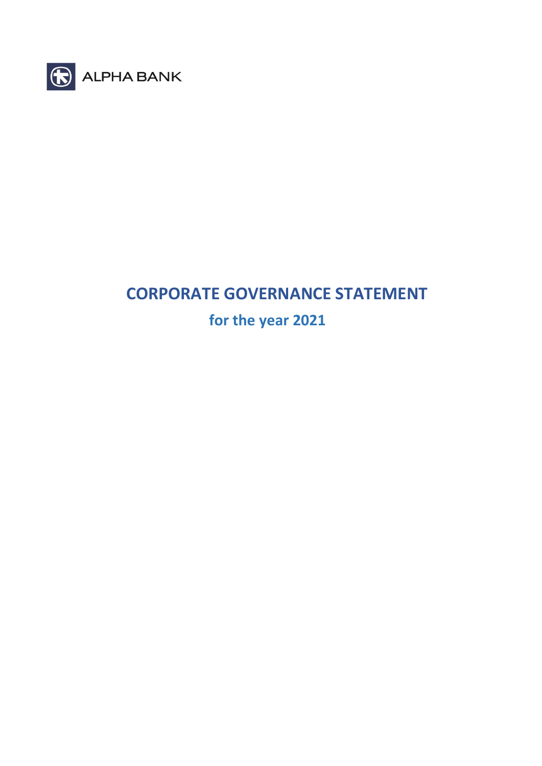ALPHA BANK

# CORPORATE GOVERNANCE STATEMENT

## for the year 2021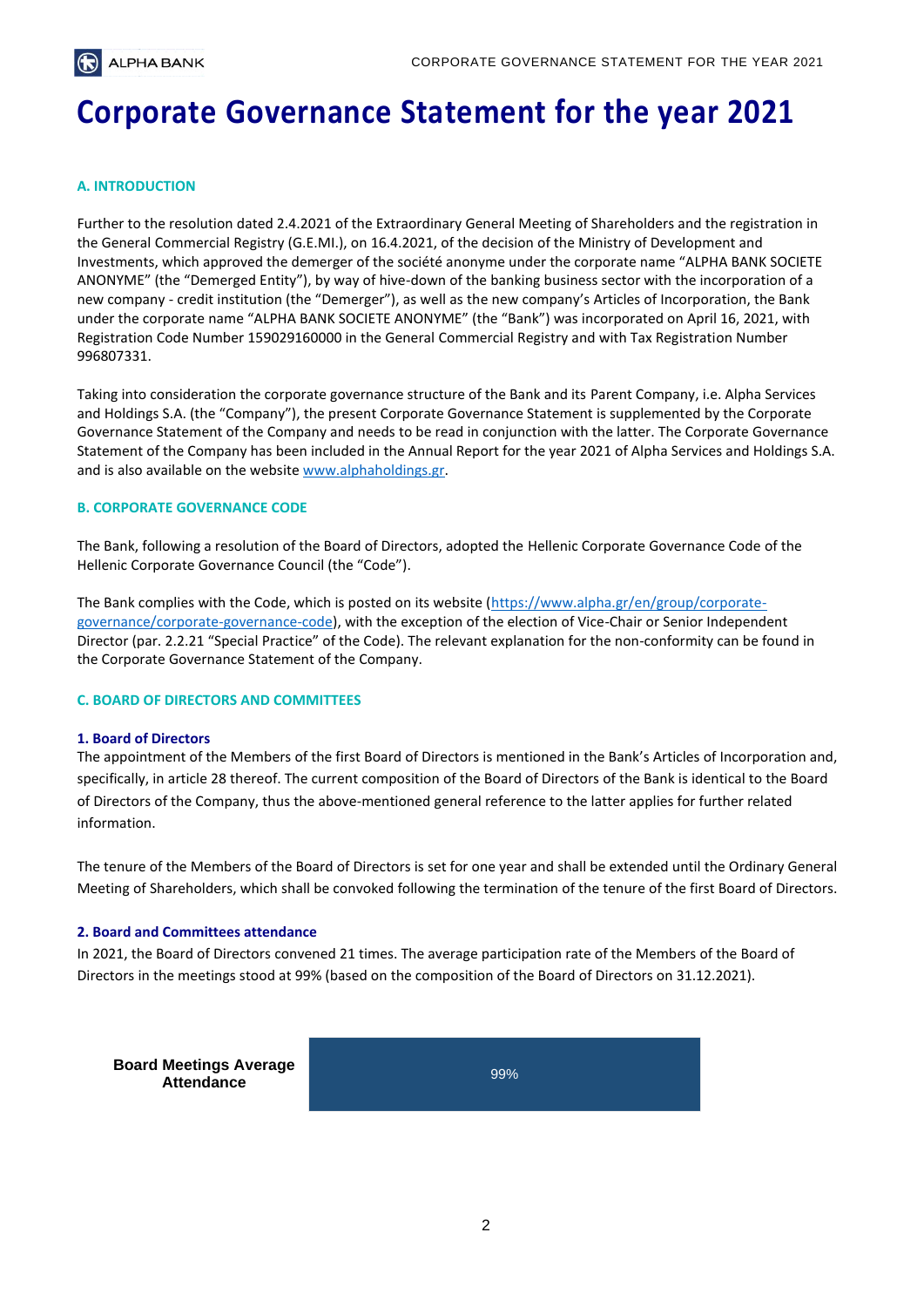# Corporate Governance Statement for the year 2021

## A. INTRODUCTION

Further to the resolution dated 2.4.2021 of the Extraordinary General Meeting of Shareholders and the registration in the General Commercial Registry (G.E.MI.), on 16.4.2021, of the decision of the Ministry of Development and Investments, which approved the demerger of the société anonyme under the corporate name "ALPHA BANK SOCIETE ANONYME" (the "Demerged Entity"), by way of hive-down of the banking business sector with the incorporation of a new company - credit institution (the "Demerger"), as well as the new company's Articles of Incorporation, the Bank under the corporate name "ALPHA BANK SOCIETE ANONYME" (the "Bank") was incorporated on April 16, 2021, with Registration Code Number 159029160000 in the General Commercial Registry and with Tax Registration Number 996807331.

Taking into consideration the corporate governance structure of the Bank and its Parent Company, i.e. Alpha Services and Holdings S.A. (the "Company"), the present Corporate Governance Statement is supplemented by the Corporate Governance Statement of the Company and needs to be read in conjunction with the latter. The Corporate Governance Statement of the Company has been included in the Annual Report for the year 2021 of Alpha Services and Holdings S.A. and is also available on the website www.alphaholdings.gr.

## B. CORPORATE GOVERNANCE CODE

The Bank, following a resolution of the Board of Directors, adopted the Hellenic Corporate Governance Code of the Hellenic Corporate Governance Council (the "Code").

The Bank complies with the Code, which is posted on its website (https://www.alpha.gr/en/group/corporate-governance/corporate-governance-code), with the exception of the election of Vice-Chair or Senior Independent Director (par. 2.2.21 "Special Practice" of the Code). The relevant explanation for the non-conformity can be found in the Corporate Governance Statement of the Company.

## C. BOARD OF DIRECTORS AND COMMITTEES

### 1. Board of Directors

The appointment of the Members of the first Board of Directors is mentioned in the Bank's Articles of Incorporation and, specifically, in article 28 thereof. The current composition of the Board of Directors of the Bank is identical to the Board of Directors of the Company, thus the above-mentioned general reference to the latter applies for further related information.

The tenure of the Members of the Board of Directors is set for one year and shall be extended until the Ordinary General Meeting of Shareholders, which shall be convoked following the termination of the tenure of the first Board of Directors.

### 2. Board and Committees attendance

In 2021, the Board of Directors convened 21 times. The average participation rate of the Members of the Board of Directors in the meetings stood at 99% (based on the composition of the Board of Directors on 31.12.2021).

| Board Meetings Average Attendance | 99% |
|---|---|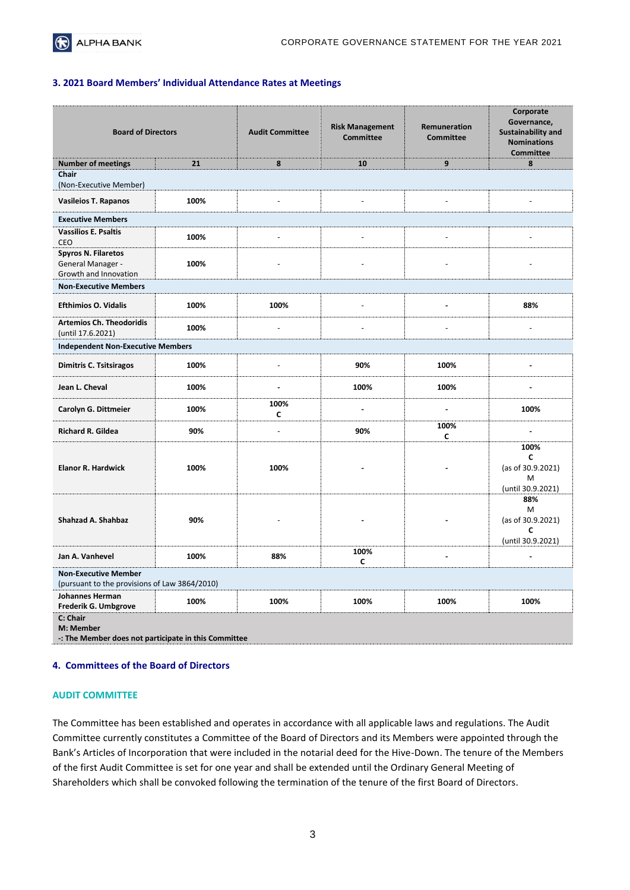### 3. 2021 Board Members' Individual Attendance Rates at Meetings

| Board of Directors | | Audit Committee | Risk Management Committee | Remuneration Committee | Corporate Governance, Sustainability and Nominations Committee |
|---|---|---|---|---|---|
| **Number of meetings** | **21** | **8** | **10** | **9** | **8** |
| **Chair** (Non-Executive Member) | | | | | |
| **Vasileios T. Rapanos** | **100%** | - | - | - | - |
| **Executive Members** | | | | | |
| **Vassilios E. Psaltis** CEO | **100%** | - | - | - | - |
| **Spyros N. Filaretos** General Manager - Growth and Innovation | **100%** | - | - | - | - |
| **Non-Executive Members** | | | | | |
| **Efthimios O. Vidalis** | **100%** | **100%** | - | - | **88%** |
| **Artemios Ch. Theodoridis** (until 17.6.2021) | **100%** | - | - | - | - |
| **Independent Non-Executive Members** | | | | | |
| **Dimitris C. Tsitsiragos** | **100%** | - | **90%** | **100%** | - |
| **Jean L. Cheval** | **100%** | - | **100%** | **100%** | - |
| **Carolyn G. Dittmeier** | **100%** | **100% C** | - | - | **100%** |
| **Richard R. Gildea** | **90%** | - | **90%** | **100% C** | - |
| **Elanor R. Hardwick** | **100%** | **100%** | - | - | **100% C** (as of 30.9.2021) M (until 30.9.2021) |
| **Shahzad A. Shahbaz** | **90%** | - | - | - | **88%** M (as of 30.9.2021) **C** (until 30.9.2021) |
| **Jan A. Vanhevel** | **100%** | **88%** | **100% C** | - | - |
| **Non-Executive Member** (pursuant to the provisions of Law 3864/2010) | | | | | |
| **Johannes Herman Frederik G. Umbgrove** | **100%** | **100%** | **100%** | **100%** | **100%** |

**C: Chair**
**M: Member**
**-: The Member does not participate in this Committee**

### 4. Committees of the Board of Directors

#### AUDIT COMMITTEE

The Committee has been established and operates in accordance with all applicable laws and regulations. The Audit Committee currently constitutes a Committee of the Board of Directors and its Members were appointed through the Bank's Articles of Incorporation that were included in the notarial deed for the Hive-Down. The tenure of the Members of the first Audit Committee is set for one year and shall be extended until the Ordinary General Meeting of Shareholders which shall be convoked following the termination of the tenure of the first Board of Directors.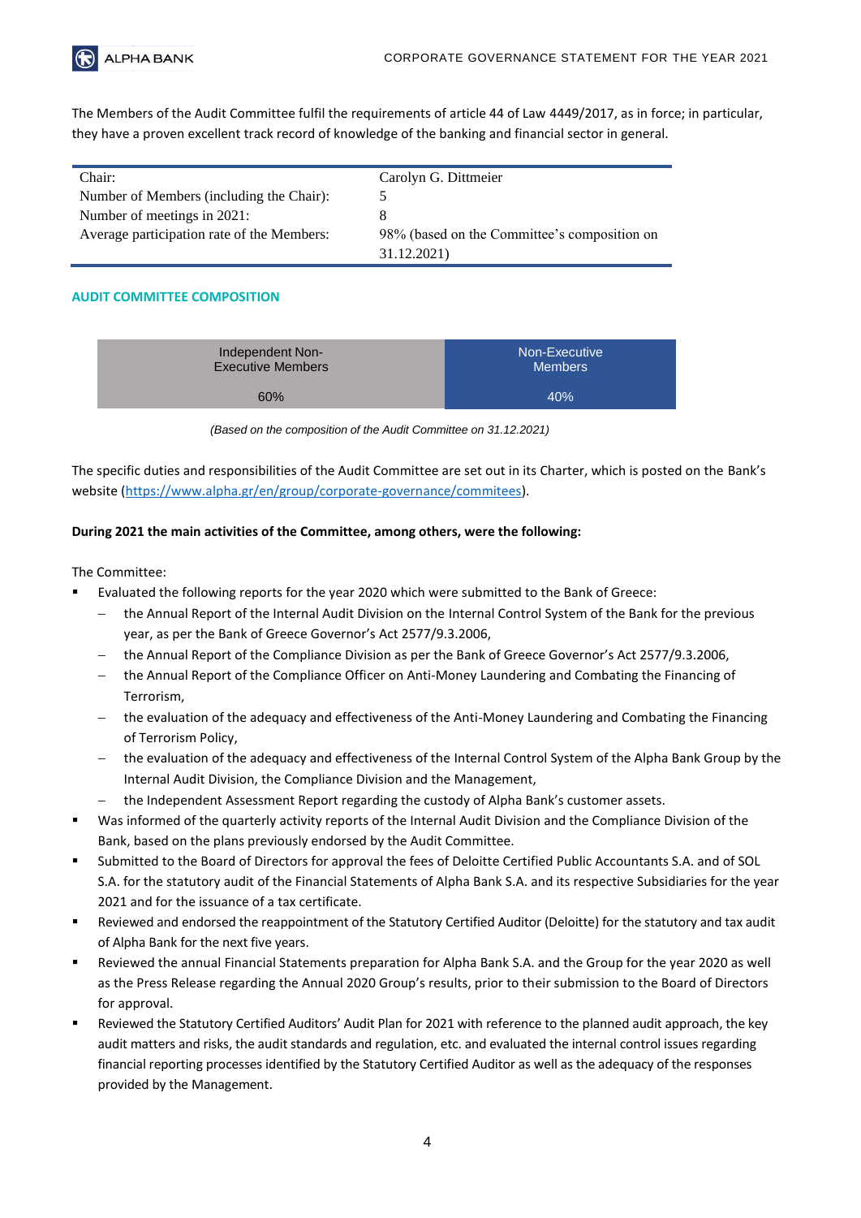The Members of the Audit Committee fulfil the requirements of article 44 of Law 4449/2017, as in force; in particular, they have a proven excellent track record of knowledge of the banking and financial sector in general.

| | |
|---|---|
| Chair: | Carolyn G. Dittmeier |
| Number of Members (including the Chair): | 5 |
| Number of meetings in 2021: | 8 |
| Average participation rate of the Members: | 98% (based on the Committee's composition on 31.12.2021) |

**AUDIT COMMITTEE COMPOSITION**

| Independent Non-Executive Members | Non-Executive Members |
|---|---|
| 60% | 40% |

*(Based on the composition of the Audit Committee on 31.12.2021)*

The specific duties and responsibilities of the Audit Committee are set out in its Charter, which is posted on the Bank's website (https://www.alpha.gr/en/group/corporate-governance/commitees).

**During 2021 the main activities of the Committee, among others, were the following:**

The Committee:

- Evaluated the following reports for the year 2020 which were submitted to the Bank of Greece:
  - the Annual Report of the Internal Audit Division on the Internal Control System of the Bank for the previous year, as per the Bank of Greece Governor's Act 2577/9.3.2006,
  - the Annual Report of the Compliance Division as per the Bank of Greece Governor's Act 2577/9.3.2006,
  - the Annual Report of the Compliance Officer on Anti-Money Laundering and Combating the Financing of Terrorism,
  - the evaluation of the adequacy and effectiveness of the Anti-Money Laundering and Combating the Financing of Terrorism Policy,
  - the evaluation of the adequacy and effectiveness of the Internal Control System of the Alpha Bank Group by the Internal Audit Division, the Compliance Division and the Management,
  - the Independent Assessment Report regarding the custody of Alpha Bank's customer assets.
- Was informed of the quarterly activity reports of the Internal Audit Division and the Compliance Division of the Bank, based on the plans previously endorsed by the Audit Committee.
- Submitted to the Board of Directors for approval the fees of Deloitte Certified Public Accountants S.A. and of SOL S.A. for the statutory audit of the Financial Statements of Alpha Bank S.A. and its respective Subsidiaries for the year 2021 and for the issuance of a tax certificate.
- Reviewed and endorsed the reappointment of the Statutory Certified Auditor (Deloitte) for the statutory and tax audit of Alpha Bank for the next five years.
- Reviewed the annual Financial Statements preparation for Alpha Bank S.A. and the Group for the year 2020 as well as the Press Release regarding the Annual 2020 Group's results, prior to their submission to the Board of Directors for approval.
- Reviewed the Statutory Certified Auditors' Audit Plan for 2021 with reference to the planned audit approach, the key audit matters and risks, the audit standards and regulation, etc. and evaluated the internal control issues regarding financial reporting processes identified by the Statutory Certified Auditor as well as the adequacy of the responses provided by the Management.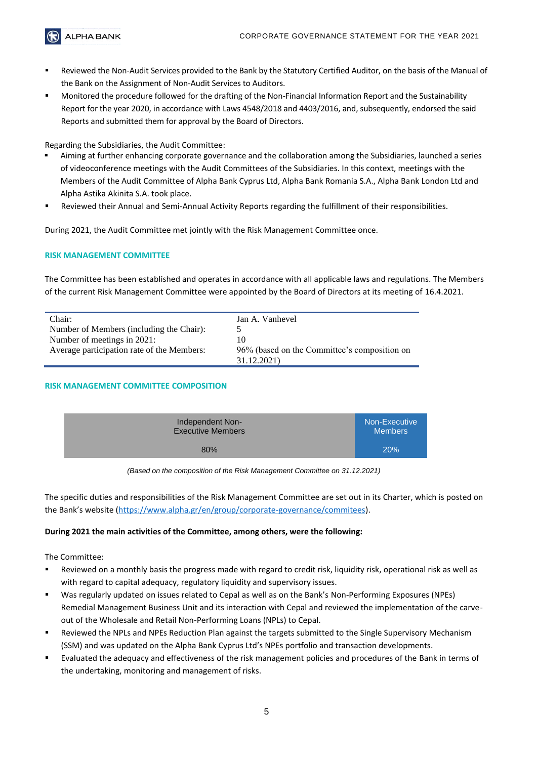- Reviewed the Non-Audit Services provided to the Bank by the Statutory Certified Auditor, on the basis of the Manual of the Bank on the Assignment of Non-Audit Services to Auditors.
- Monitored the procedure followed for the drafting of the Non-Financial Information Report and the Sustainability Report for the year 2020, in accordance with Laws 4548/2018 and 4403/2016, and, subsequently, endorsed the said Reports and submitted them for approval by the Board of Directors.

Regarding the Subsidiaries, the Audit Committee:

- Aiming at further enhancing corporate governance and the collaboration among the Subsidiaries, launched a series of videoconference meetings with the Audit Committees of the Subsidiaries. In this context, meetings with the Members of the Audit Committee of Alpha Bank Cyprus Ltd, Alpha Bank Romania S.A., Alpha Bank London Ltd and Alpha Astika Akinita S.A. took place.
- Reviewed their Annual and Semi-Annual Activity Reports regarding the fulfillment of their responsibilities.

During 2021, the Audit Committee met jointly with the Risk Management Committee once.

### RISK MANAGEMENT COMMITTEE

The Committee has been established and operates in accordance with all applicable laws and regulations. The Members of the current Risk Management Committee were appointed by the Board of Directors at its meeting of 16.4.2021.

| | |
|---|---|
| Chair: | Jan A. Vanhevel |
| Number of Members (including the Chair): | 5 |
| Number of meetings in 2021: | 10 |
| Average participation rate of the Members: | 96% (based on the Committee's composition on 31.12.2021) |

### RISK MANAGEMENT COMMITTEE COMPOSITION

| Independent Non-Executive Members | Non-Executive Members |
|---|---|
| 80% | 20% |

*(Based on the composition of the Risk Management Committee on 31.12.2021)*

The specific duties and responsibilities of the Risk Management Committee are set out in its Charter, which is posted on the Bank's website (https://www.alpha.gr/en/group/corporate-governance/commitees).

**During 2021 the main activities of the Committee, among others, were the following:**

The Committee:

- Reviewed on a monthly basis the progress made with regard to credit risk, liquidity risk, operational risk as well as with regard to capital adequacy, regulatory liquidity and supervisory issues.
- Was regularly updated on issues related to Cepal as well as on the Bank's Non-Performing Exposures (NPEs) Remedial Management Business Unit and its interaction with Cepal and reviewed the implementation of the carve-out of the Wholesale and Retail Non-Performing Loans (NPLs) to Cepal.
- Reviewed the NPLs and NPEs Reduction Plan against the targets submitted to the Single Supervisory Mechanism (SSM) and was updated on the Alpha Bank Cyprus Ltd's NPEs portfolio and transaction developments.
- Evaluated the adequacy and effectiveness of the risk management policies and procedures of the Bank in terms of the undertaking, monitoring and management of risks.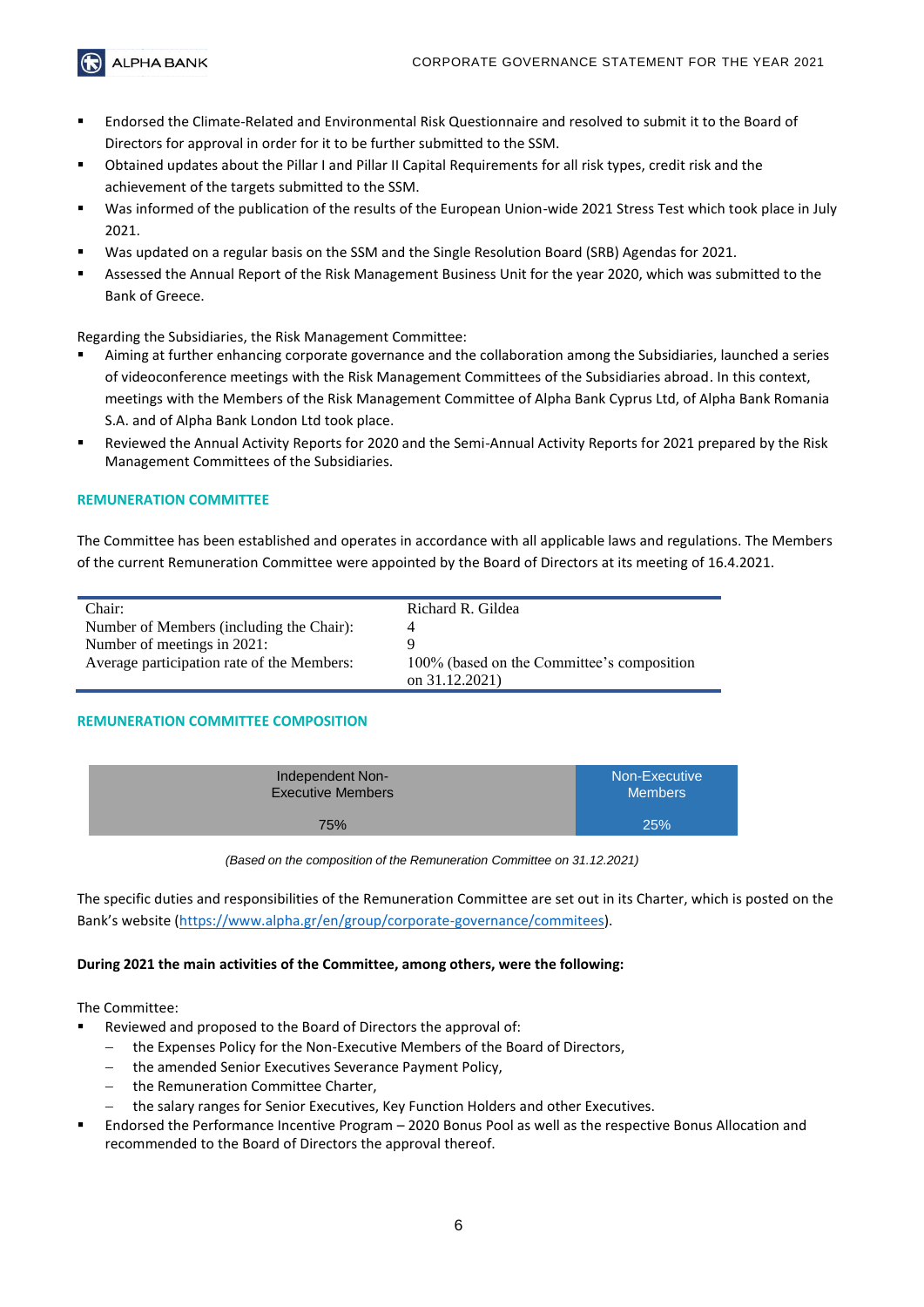- Endorsed the Climate-Related and Environmental Risk Questionnaire and resolved to submit it to the Board of Directors for approval in order for it to be further submitted to the SSM.
- Obtained updates about the Pillar I and Pillar II Capital Requirements for all risk types, credit risk and the achievement of the targets submitted to the SSM.
- Was informed of the publication of the results of the European Union-wide 2021 Stress Test which took place in July 2021.
- Was updated on a regular basis on the SSM and the Single Resolution Board (SRB) Agendas for 2021.
- Assessed the Annual Report of the Risk Management Business Unit for the year 2020, which was submitted to the Bank of Greece.

Regarding the Subsidiaries, the Risk Management Committee:

- Aiming at further enhancing corporate governance and the collaboration among the Subsidiaries, launched a series of videoconference meetings with the Risk Management Committees of the Subsidiaries abroad. In this context, meetings with the Members of the Risk Management Committee of Alpha Bank Cyprus Ltd, of Alpha Bank Romania S.A. and of Alpha Bank London Ltd took place.
- Reviewed the Annual Activity Reports for 2020 and the Semi-Annual Activity Reports for 2021 prepared by the Risk Management Committees of the Subsidiaries.

## REMUNERATION COMMITTEE

The Committee has been established and operates in accordance with all applicable laws and regulations. The Members of the current Remuneration Committee were appointed by the Board of Directors at its meeting of 16.4.2021.

| | |
|---|---|
| Chair: | Richard R. Gildea |
| Number of Members (including the Chair): | 4 |
| Number of meetings in 2021: | 9 |
| Average participation rate of the Members: | 100% (based on the Committee's composition on 31.12.2021) |

## REMUNERATION COMMITTEE COMPOSITION

| Independent Non-Executive Members | Non-Executive Members |
|---|---|
| 75% | 25% |

*(Based on the composition of the Remuneration Committee on 31.12.2021)*

The specific duties and responsibilities of the Remuneration Committee are set out in its Charter, which is posted on the Bank's website (https://www.alpha.gr/en/group/corporate-governance/commitees).

**During 2021 the main activities of the Committee, among others, were the following:**

The Committee:

- Reviewed and proposed to the Board of Directors the approval of:
  - the Expenses Policy for the Non-Executive Members of the Board of Directors,
  - the amended Senior Executives Severance Payment Policy,
  - the Remuneration Committee Charter,
  - the salary ranges for Senior Executives, Key Function Holders and other Executives.
- Endorsed the Performance Incentive Program – 2020 Bonus Pool as well as the respective Bonus Allocation and recommended to the Board of Directors the approval thereof.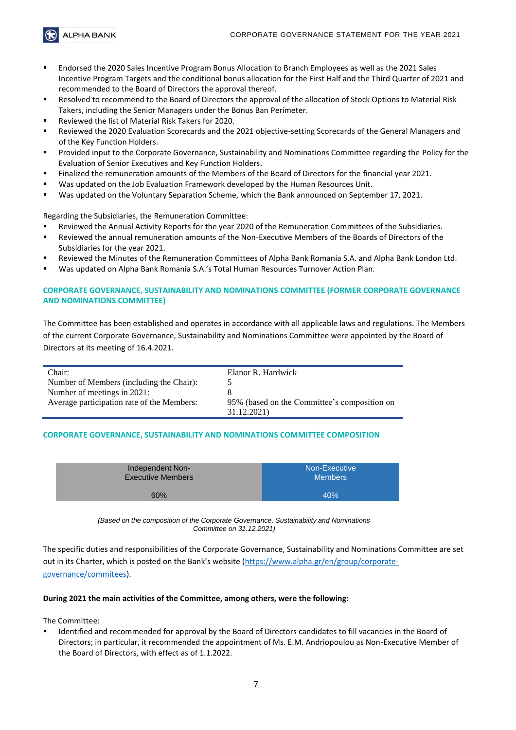- Endorsed the 2020 Sales Incentive Program Bonus Allocation to Branch Employees as well as the 2021 Sales Incentive Program Targets and the conditional bonus allocation for the First Half and the Third Quarter of 2021 and recommended to the Board of Directors the approval thereof.
- Resolved to recommend to the Board of Directors the approval of the allocation of Stock Options to Material Risk Takers, including the Senior Managers under the Bonus Ban Perimeter.
- Reviewed the list of Material Risk Takers for 2020.
- Reviewed the 2020 Evaluation Scorecards and the 2021 objective-setting Scorecards of the General Managers and of the Key Function Holders.
- Provided input to the Corporate Governance, Sustainability and Nominations Committee regarding the Policy for the Evaluation of Senior Executives and Key Function Holders.
- Finalized the remuneration amounts of the Members of the Board of Directors for the financial year 2021.
- Was updated on the Job Evaluation Framework developed by the Human Resources Unit.
- Was updated on the Voluntary Separation Scheme, which the Bank announced on September 17, 2021.

Regarding the Subsidiaries, the Remuneration Committee:

- Reviewed the Annual Activity Reports for the year 2020 of the Remuneration Committees of the Subsidiaries.
- Reviewed the annual remuneration amounts of the Non-Executive Members of the Boards of Directors of the Subsidiaries for the year 2021.
- Reviewed the Minutes of the Remuneration Committees of Alpha Bank Romania S.A. and Alpha Bank London Ltd.
- Was updated on Alpha Bank Romania S.A.'s Total Human Resources Turnover Action Plan.

## CORPORATE GOVERNANCE, SUSTAINABILITY AND NOMINATIONS COMMITTEE (FORMER CORPORATE GOVERNANCE AND NOMINATIONS COMMITTEE)

The Committee has been established and operates in accordance with all applicable laws and regulations. The Members of the current Corporate Governance, Sustainability and Nominations Committee were appointed by the Board of Directors at its meeting of 16.4.2021.

| | |
|---|---|
| Chair: | Elanor R. Hardwick |
| Number of Members (including the Chair): | 5 |
| Number of meetings in 2021: | 8 |
| Average participation rate of the Members: | 95% (based on the Committee's composition on 31.12.2021) |

### CORPORATE GOVERNANCE, SUSTAINABILITY AND NOMINATIONS COMMITTEE COMPOSITION

| Independent Non-Executive Members | Non-Executive Members |
|---|---|
| 60% | 40% |

*(Based on the composition of the Corporate Governance, Sustainability and Nominations Committee on 31.12.2021)*

The specific duties and responsibilities of the Corporate Governance, Sustainability and Nominations Committee are set out in its Charter, which is posted on the Bank's website (https://www.alpha.gr/en/group/corporate-governance/commitees).

**During 2021 the main activities of the Committee, among others, were the following:**

The Committee:

- Identified and recommended for approval by the Board of Directors candidates to fill vacancies in the Board of Directors; in particular, it recommended the appointment of Ms. E.M. Andriopoulou as Non-Executive Member of the Board of Directors, with effect as of 1.1.2022.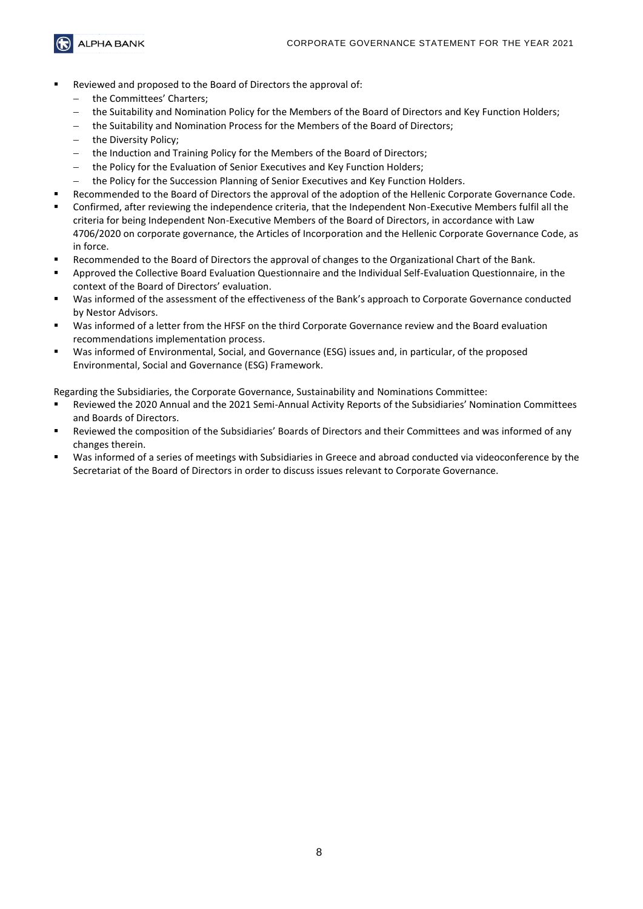- Reviewed and proposed to the Board of Directors the approval of:
  - the Committees' Charters;
  - the Suitability and Nomination Policy for the Members of the Board of Directors and Key Function Holders;
  - the Suitability and Nomination Process for the Members of the Board of Directors;
  - the Diversity Policy;
  - the Induction and Training Policy for the Members of the Board of Directors;
  - the Policy for the Evaluation of Senior Executives and Key Function Holders;
  - the Policy for the Succession Planning of Senior Executives and Key Function Holders.
- Recommended to the Board of Directors the approval of the adoption of the Hellenic Corporate Governance Code.
- Confirmed, after reviewing the independence criteria, that the Independent Non-Executive Members fulfil all the criteria for being Independent Non-Executive Members of the Board of Directors, in accordance with Law 4706/2020 on corporate governance, the Articles of Incorporation and the Hellenic Corporate Governance Code, as in force.
- Recommended to the Board of Directors the approval of changes to the Organizational Chart of the Bank.
- Approved the Collective Board Evaluation Questionnaire and the Individual Self-Evaluation Questionnaire, in the context of the Board of Directors' evaluation.
- Was informed of the assessment of the effectiveness of the Bank's approach to Corporate Governance conducted by Nestor Advisors.
- Was informed of a letter from the HFSF on the third Corporate Governance review and the Board evaluation recommendations implementation process.
- Was informed of Environmental, Social, and Governance (ESG) issues and, in particular, of the proposed Environmental, Social and Governance (ESG) Framework.

Regarding the Subsidiaries, the Corporate Governance, Sustainability and Nominations Committee:

- Reviewed the 2020 Annual and the 2021 Semi-Annual Activity Reports of the Subsidiaries' Nomination Committees and Boards of Directors.
- Reviewed the composition of the Subsidiaries' Boards of Directors and their Committees and was informed of any changes therein.
- Was informed of a series of meetings with Subsidiaries in Greece and abroad conducted via videoconference by the Secretariat of the Board of Directors in order to discuss issues relevant to Corporate Governance.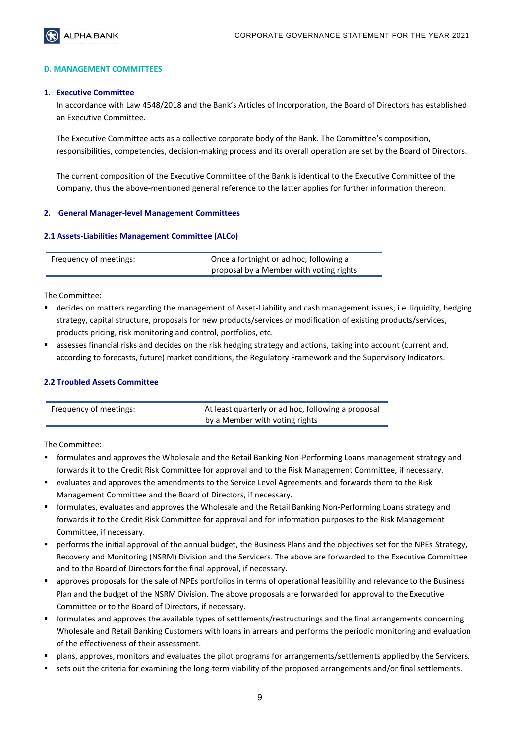## D. MANAGEMENT COMMITTEES

### 1. Executive Committee

In accordance with Law 4548/2018 and the Bank's Articles of Incorporation, the Board of Directors has established an Executive Committee.

The Executive Committee acts as a collective corporate body of the Bank. The Committee's composition, responsibilities, competencies, decision-making process and its overall operation are set by the Board of Directors.

The current composition of the Executive Committee of the Bank is identical to the Executive Committee of the Company, thus the above-mentioned general reference to the latter applies for further information thereon.

### 2. General Manager-level Management Committees

#### 2.1 Assets-Liabilities Management Committee (ALCo)

| Frequency of meetings: | Once a fortnight or ad hoc, following a proposal by a Member with voting rights |
|---|---|

The Committee:

- decides on matters regarding the management of Asset-Liability and cash management issues, i.e. liquidity, hedging strategy, capital structure, proposals for new products/services or modification of existing products/services, products pricing, risk monitoring and control, portfolios, etc.
- assesses financial risks and decides on the risk hedging strategy and actions, taking into account (current and, according to forecasts, future) market conditions, the Regulatory Framework and the Supervisory Indicators.

#### 2.2 Troubled Assets Committee

| Frequency of meetings: | At least quarterly or ad hoc, following a proposal by a Member with voting rights |
|---|---|

The Committee:

- formulates and approves the Wholesale and the Retail Banking Non-Performing Loans management strategy and forwards it to the Credit Risk Committee for approval and to the Risk Management Committee, if necessary.
- evaluates and approves the amendments to the Service Level Agreements and forwards them to the Risk Management Committee and the Board of Directors, if necessary.
- formulates, evaluates and approves the Wholesale and the Retail Banking Non-Performing Loans strategy and forwards it to the Credit Risk Committee for approval and for information purposes to the Risk Management Committee, if necessary.
- performs the initial approval of the annual budget, the Business Plans and the objectives set for the NPEs Strategy, Recovery and Monitoring (NSRM) Division and the Servicers. The above are forwarded to the Executive Committee and to the Board of Directors for the final approval, if necessary.
- approves proposals for the sale of NPEs portfolios in terms of operational feasibility and relevance to the Business Plan and the budget of the NSRM Division. The above proposals are forwarded for approval to the Executive Committee or to the Board of Directors, if necessary.
- formulates and approves the available types of settlements/restructurings and the final arrangements concerning Wholesale and Retail Banking Customers with loans in arrears and performs the periodic monitoring and evaluation of the effectiveness of their assessment.
- plans, approves, monitors and evaluates the pilot programs for arrangements/settlements applied by the Servicers.
- sets out the criteria for examining the long-term viability of the proposed arrangements and/or final settlements.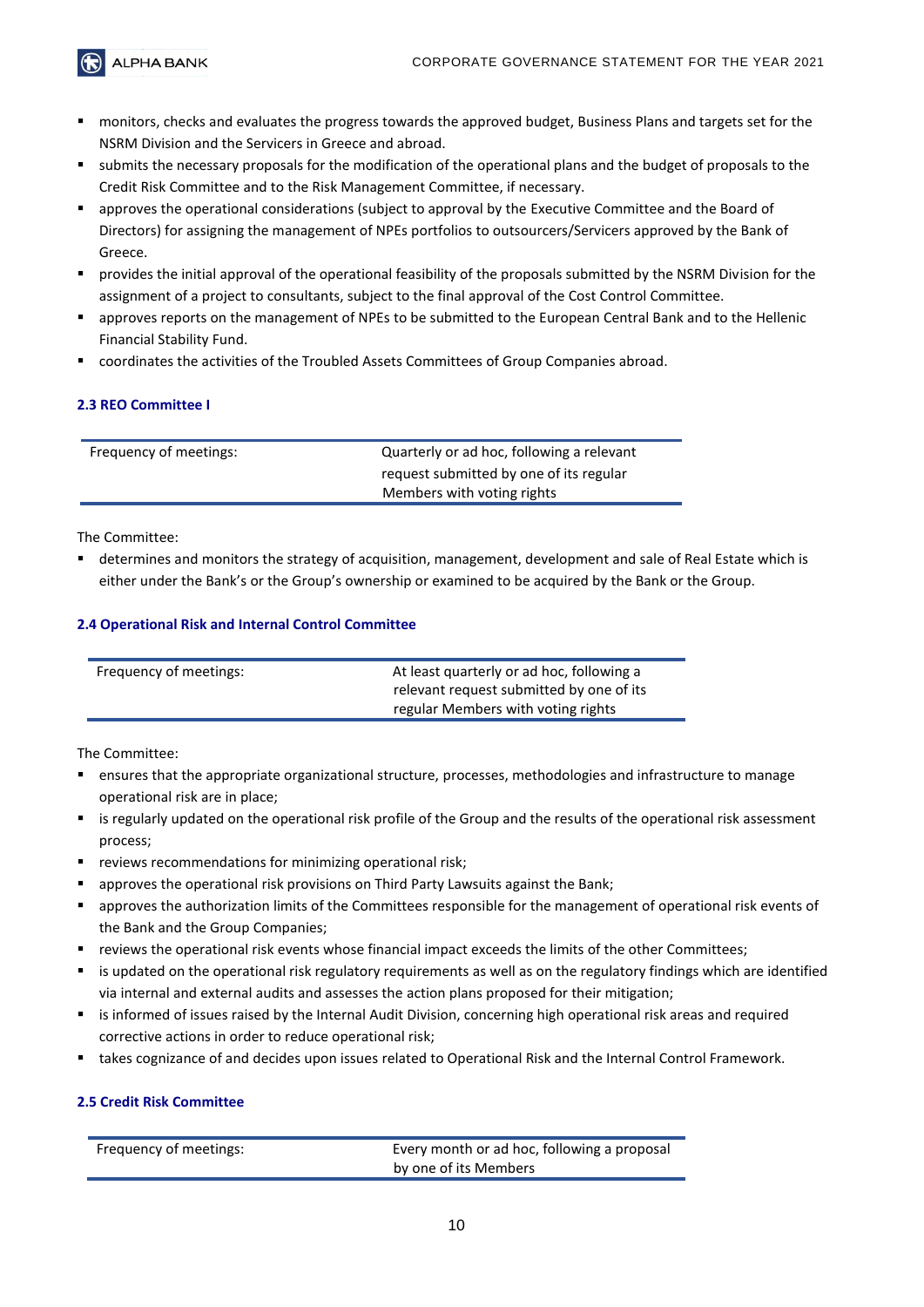- monitors, checks and evaluates the progress towards the approved budget, Business Plans and targets set for the NSRM Division and the Servicers in Greece and abroad.
- submits the necessary proposals for the modification of the operational plans and the budget of proposals to the Credit Risk Committee and to the Risk Management Committee, if necessary.
- approves the operational considerations (subject to approval by the Executive Committee and the Board of Directors) for assigning the management of NPEs portfolios to outsourcers/Servicers approved by the Bank of Greece.
- provides the initial approval of the operational feasibility of the proposals submitted by the NSRM Division for the assignment of a project to consultants, subject to the final approval of the Cost Control Committee.
- approves reports on the management of NPEs to be submitted to the European Central Bank and to the Hellenic Financial Stability Fund.
- coordinates the activities of the Troubled Assets Committees of Group Companies abroad.

### 2.3 REO Committee I

| Frequency of meetings: | Quarterly or ad hoc, following a relevant request submitted by one of its regular Members with voting rights |
|---|---|

The Committee:

- determines and monitors the strategy of acquisition, management, development and sale of Real Estate which is either under the Bank's or the Group's ownership or examined to be acquired by the Bank or the Group.

### 2.4 Operational Risk and Internal Control Committee

| Frequency of meetings: | At least quarterly or ad hoc, following a relevant request submitted by one of its regular Members with voting rights |
|---|---|

The Committee:

- ensures that the appropriate organizational structure, processes, methodologies and infrastructure to manage operational risk are in place;
- is regularly updated on the operational risk profile of the Group and the results of the operational risk assessment process;
- reviews recommendations for minimizing operational risk;
- approves the operational risk provisions on Third Party Lawsuits against the Bank;
- approves the authorization limits of the Committees responsible for the management of operational risk events of the Bank and the Group Companies;
- reviews the operational risk events whose financial impact exceeds the limits of the other Committees;
- is updated on the operational risk regulatory requirements as well as on the regulatory findings which are identified via internal and external audits and assesses the action plans proposed for their mitigation;
- is informed of issues raised by the Internal Audit Division, concerning high operational risk areas and required corrective actions in order to reduce operational risk;
- takes cognizance of and decides upon issues related to Operational Risk and the Internal Control Framework.

### 2.5 Credit Risk Committee

| Frequency of meetings: | Every month or ad hoc, following a proposal by one of its Members |
|---|---|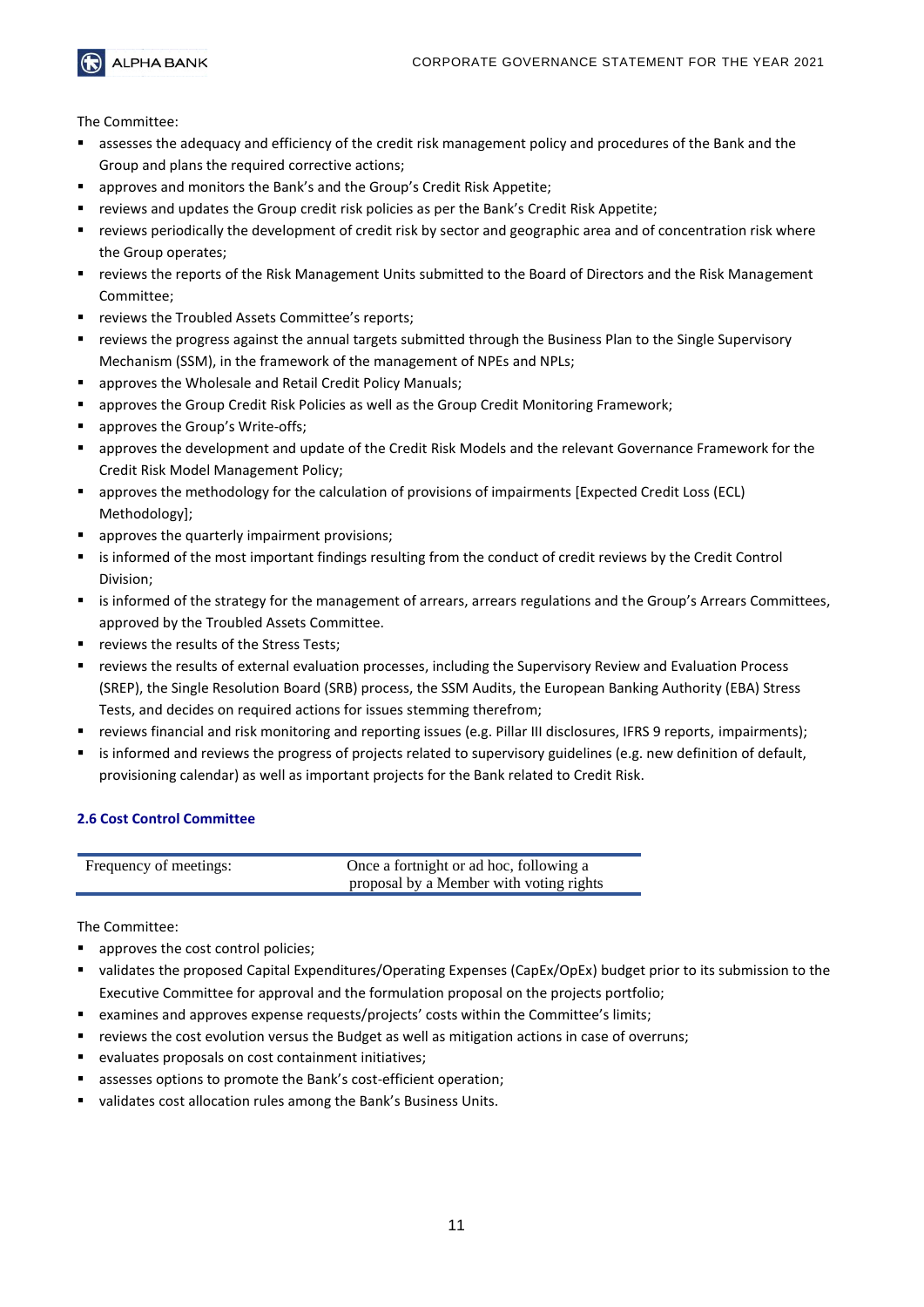The Committee:

- assesses the adequacy and efficiency of the credit risk management policy and procedures of the Bank and the Group and plans the required corrective actions;
- approves and monitors the Bank's and the Group's Credit Risk Appetite;
- reviews and updates the Group credit risk policies as per the Bank's Credit Risk Appetite;
- reviews periodically the development of credit risk by sector and geographic area and of concentration risk where the Group operates;
- reviews the reports of the Risk Management Units submitted to the Board of Directors and the Risk Management Committee;
- reviews the Troubled Assets Committee's reports;
- reviews the progress against the annual targets submitted through the Business Plan to the Single Supervisory Mechanism (SSM), in the framework of the management of NPEs and NPLs;
- approves the Wholesale and Retail Credit Policy Manuals;
- approves the Group Credit Risk Policies as well as the Group Credit Monitoring Framework;
- approves the Group's Write-offs;
- approves the development and update of the Credit Risk Models and the relevant Governance Framework for the Credit Risk Model Management Policy;
- approves the methodology for the calculation of provisions of impairments [Expected Credit Loss (ECL) Methodology];
- approves the quarterly impairment provisions;
- is informed of the most important findings resulting from the conduct of credit reviews by the Credit Control Division;
- is informed of the strategy for the management of arrears, arrears regulations and the Group's Arrears Committees, approved by the Troubled Assets Committee.
- reviews the results of the Stress Tests;
- reviews the results of external evaluation processes, including the Supervisory Review and Evaluation Process (SREP), the Single Resolution Board (SRB) process, the SSM Audits, the European Banking Authority (EBA) Stress Tests, and decides on required actions for issues stemming therefrom;
- reviews financial and risk monitoring and reporting issues (e.g. Pillar III disclosures, IFRS 9 reports, impairments);
- is informed and reviews the progress of projects related to supervisory guidelines (e.g. new definition of default, provisioning calendar) as well as important projects for the Bank related to Credit Risk.

### 2.6 Cost Control Committee

| Frequency of meetings: | Once a fortnight or ad hoc, following a proposal by a Member with voting rights |
|---|---|

The Committee:

- approves the cost control policies;
- validates the proposed Capital Expenditures/Operating Expenses (CapEx/OpEx) budget prior to its submission to the Executive Committee for approval and the formulation proposal on the projects portfolio;
- examines and approves expense requests/projects' costs within the Committee's limits;
- reviews the cost evolution versus the Budget as well as mitigation actions in case of overruns;
- evaluates proposals on cost containment initiatives;
- assesses options to promote the Bank's cost-efficient operation;
- validates cost allocation rules among the Bank's Business Units.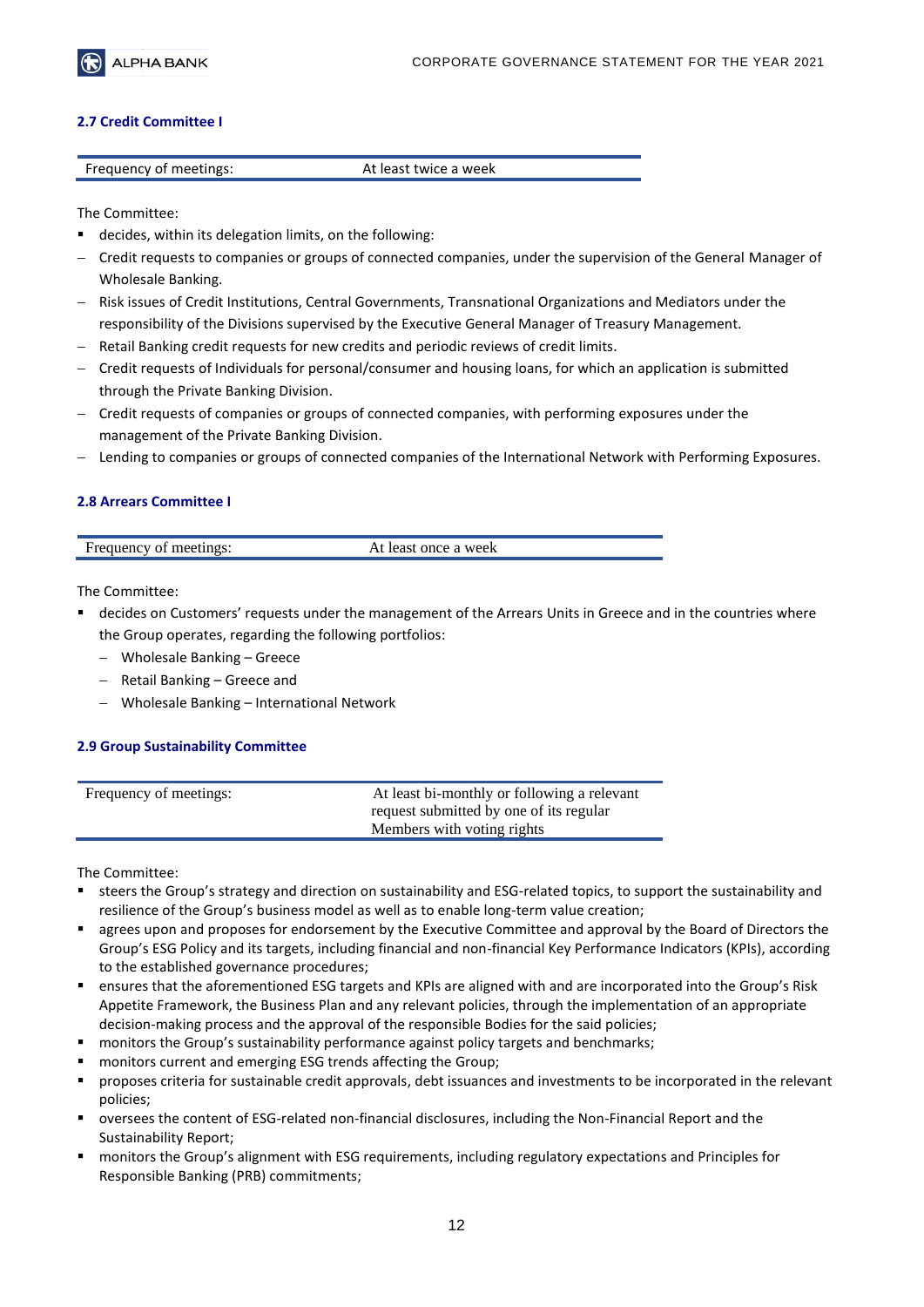### 2.7 Credit Committee I

| Frequency of meetings: | At least twice a week |
|---|---|

The Committee:

- decides, within its delegation limits, on the following:
  - Credit requests to companies or groups of connected companies, under the supervision of the General Manager of Wholesale Banking.
  - Risk issues of Credit Institutions, Central Governments, Transnational Organizations and Mediators under the responsibility of the Divisions supervised by the Executive General Manager of Treasury Management.
  - Retail Banking credit requests for new credits and periodic reviews of credit limits.
  - Credit requests of Individuals for personal/consumer and housing loans, for which an application is submitted through the Private Banking Division.
  - Credit requests of companies or groups of connected companies, with performing exposures under the management of the Private Banking Division.
  - Lending to companies or groups of connected companies of the International Network with Performing Exposures.

### 2.8 Arrears Committee I

| Frequency of meetings: | At least once a week |
|---|---|

The Committee:

- decides on Customers' requests under the management of the Arrears Units in Greece and in the countries where the Group operates, regarding the following portfolios:
  - Wholesale Banking – Greece
  - Retail Banking – Greece and
  - Wholesale Banking – International Network

### 2.9 Group Sustainability Committee

| Frequency of meetings: | At least bi-monthly or following a relevant request submitted by one of its regular Members with voting rights |
|---|---|

The Committee:

- steers the Group's strategy and direction on sustainability and ESG-related topics, to support the sustainability and resilience of the Group's business model as well as to enable long-term value creation;
- agrees upon and proposes for endorsement by the Executive Committee and approval by the Board of Directors the Group's ESG Policy and its targets, including financial and non-financial Key Performance Indicators (KPIs), according to the established governance procedures;
- ensures that the aforementioned ESG targets and KPIs are aligned with and are incorporated into the Group's Risk Appetite Framework, the Business Plan and any relevant policies, through the implementation of an appropriate decision-making process and the approval of the responsible Bodies for the said policies;
- monitors the Group's sustainability performance against policy targets and benchmarks;
- monitors current and emerging ESG trends affecting the Group;
- proposes criteria for sustainable credit approvals, debt issuances and investments to be incorporated in the relevant policies;
- oversees the content of ESG-related non-financial disclosures, including the Non-Financial Report and the Sustainability Report;
- monitors the Group's alignment with ESG requirements, including regulatory expectations and Principles for Responsible Banking (PRB) commitments;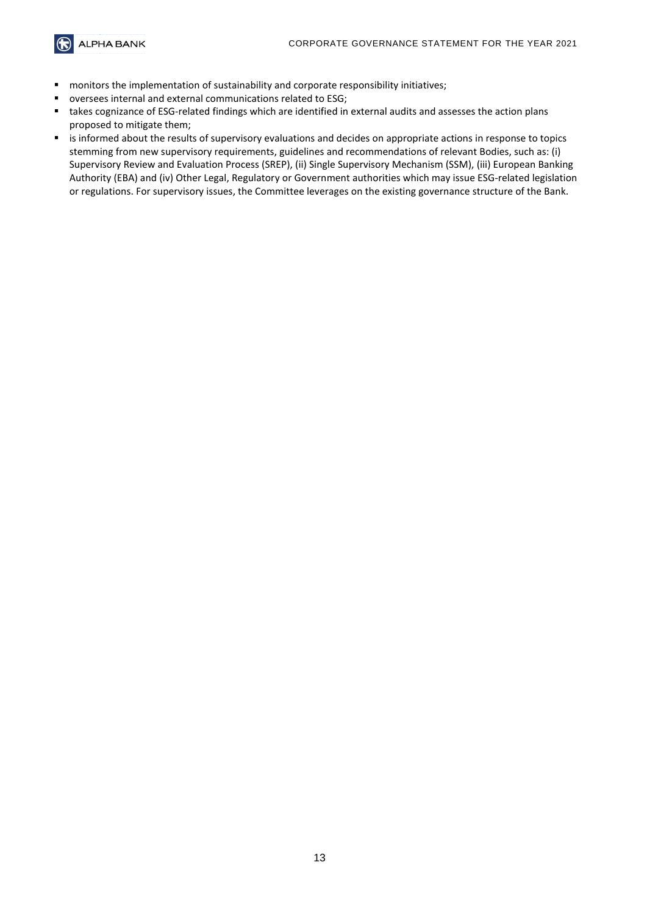- monitors the implementation of sustainability and corporate responsibility initiatives;
- oversees internal and external communications related to ESG;
- takes cognizance of ESG-related findings which are identified in external audits and assesses the action plans proposed to mitigate them;
- is informed about the results of supervisory evaluations and decides on appropriate actions in response to topics stemming from new supervisory requirements, guidelines and recommendations of relevant Bodies, such as: (i) Supervisory Review and Evaluation Process (SREP), (ii) Single Supervisory Mechanism (SSM), (iii) European Banking Authority (EBA) and (iv) Other Legal, Regulatory or Government authorities which may issue ESG-related legislation or regulations. For supervisory issues, the Committee leverages on the existing governance structure of the Bank.